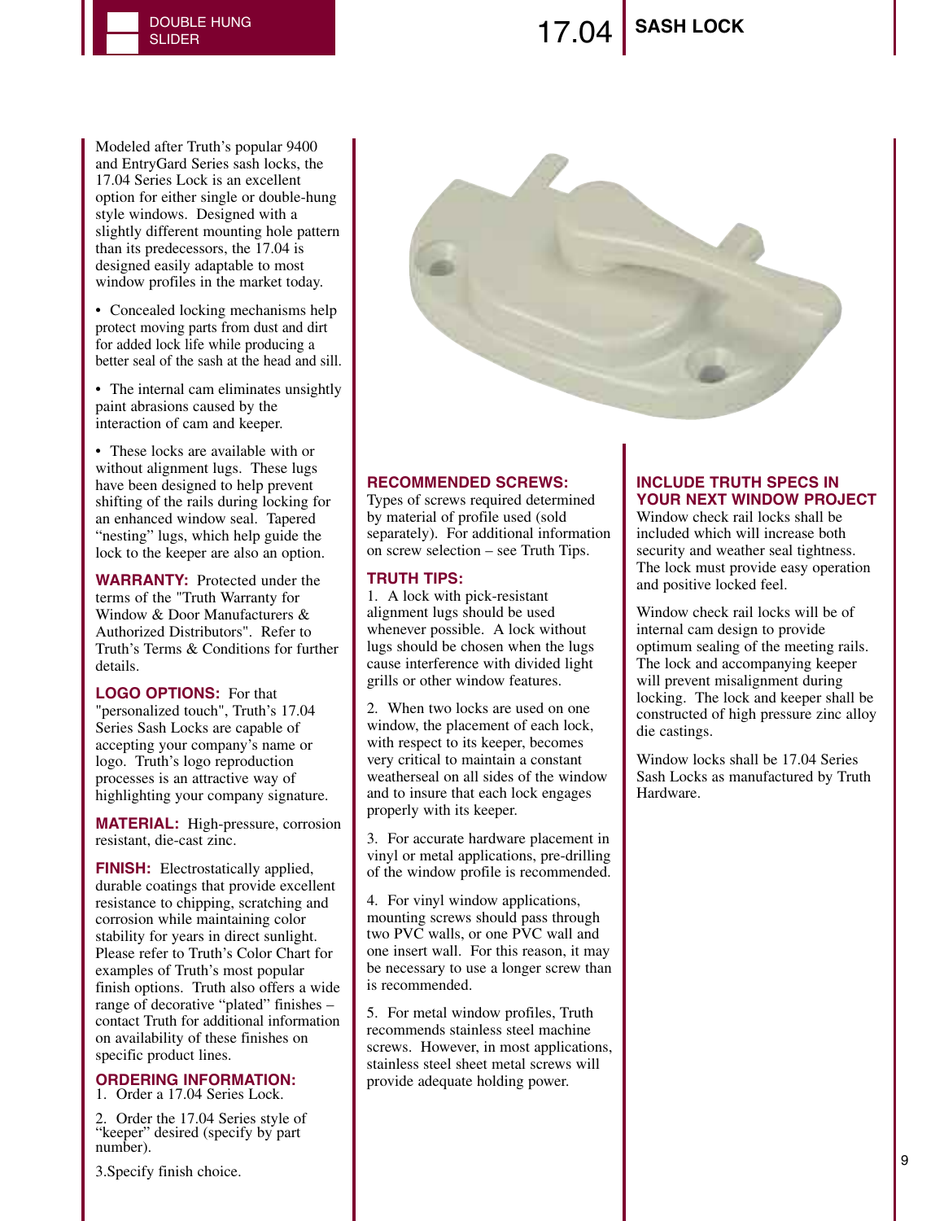DOUBLE HUNG
SLIDER

# 17.04 SASH LOCK

Modeled after Truth's popular 9400 and EntryGard Series sash locks, the 17.04 Series Lock is an excellent option for either single or double-hung style windows. Designed with a slightly different mounting hole pattern than its predecessors, the 17.04 is designed easily adaptable to most window profiles in the market today.

- Concealed locking mechanisms help protect moving parts from dust and dirt for added lock life while producing a better seal of the sash at the head and sill.

- The internal cam eliminates unsightly paint abrasions caused by the interaction of cam and keeper.

- These locks are available with or without alignment lugs. These lugs have been designed to help prevent shifting of the rails during locking for an enhanced window seal. Tapered "nesting" lugs, which help guide the lock to the keeper are also an option.

**WARRANTY:** Protected under the terms of the "Truth Warranty for Window & Door Manufacturers & Authorized Distributors". Refer to Truth's Terms & Conditions for further details.

**LOGO OPTIONS:** For that "personalized touch", Truth's 17.04 Series Sash Locks are capable of accepting your company's name or logo. Truth's logo reproduction processes is an attractive way of highlighting your company signature.

**MATERIAL:** High-pressure, corrosion resistant, die-cast zinc.

**FINISH:** Electrostatically applied, durable coatings that provide excellent resistance to chipping, scratching and corrosion while maintaining color stability for years in direct sunlight. Please refer to Truth's Color Chart for examples of Truth's most popular finish options. Truth also offers a wide range of decorative "plated" finishes – contact Truth for additional information on availability of these finishes on specific product lines.

**ORDERING INFORMATION:**
1. Order a 17.04 Series Lock.

2. Order the 17.04 Series style of "keeper" desired (specify by part number).

3.Specify finish choice.

**RECOMMENDED SCREWS:**
Types of screws required determined by material of profile used (sold separately). For additional information on screw selection – see Truth Tips.

**TRUTH TIPS:**
1. A lock with pick-resistant alignment lugs should be used whenever possible. A lock without lugs should be chosen when the lugs cause interference with divided light grills or other window features.

2. When two locks are used on one window, the placement of each lock, with respect to its keeper, becomes very critical to maintain a constant weatherseal on all sides of the window and to insure that each lock engages properly with its keeper.

3. For accurate hardware placement in vinyl or metal applications, pre-drilling of the window profile is recommended.

4. For vinyl window applications, mounting screws should pass through two PVC walls, or one PVC wall and one insert wall. For this reason, it may be necessary to use a longer screw than is recommended.

5. For metal window profiles, Truth recommends stainless steel machine screws. However, in most applications, stainless steel sheet metal screws will provide adequate holding power.

**INCLUDE TRUTH SPECS IN YOUR NEXT WINDOW PROJECT**
Window check rail locks shall be included which will increase both security and weather seal tightness. The lock must provide easy operation and positive locked feel.

Window check rail locks will be of internal cam design to provide optimum sealing of the meeting rails. The lock and accompanying keeper will prevent misalignment during locking. The lock and keeper shall be constructed of high pressure zinc alloy die castings.

Window locks shall be 17.04 Series Sash Locks as manufactured by Truth Hardware.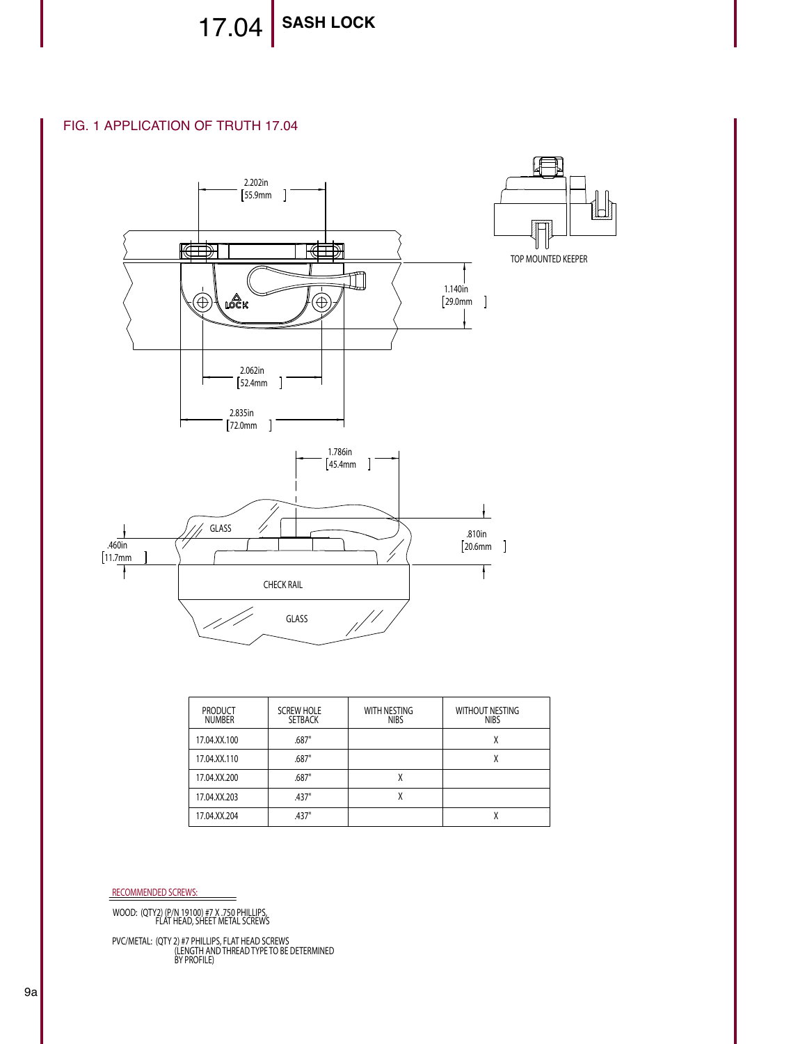# 17.04 SASH LOCK

## FIG. 1 APPLICATION OF TRUTH 17.04

2.202in [55.9mm]

1.140in [29.0mm]

LOCK

2.062in [52.4mm]

2.835in [72.0mm]

TOP MOUNTED KEEPER

1.786in [45.4mm]

GLASS

.460in [11.7mm]

.810in [20.6mm]

CHECK RAIL

GLASS

| PRODUCT NUMBER | SCREW HOLE SETBACK | WITH NESTING NIBS | WITHOUT NESTING NIBS |
|---|---|---|---|
| 17.04.XX.100 | .687" | | X |
| 17.04.XX.110 | .687" | | X |
| 17.04.XX.200 | .687" | X | |
| 17.04.XX.203 | .437" | X | |
| 17.04.XX.204 | .437" | | X |

RECOMMENDED SCREWS:

WOOD: (QTY2) (P/N 19100) #7 X .750 PHILLIPS, FLAT HEAD, SHEET METAL SCREWS

PVC/METAL: (QTY 2) #7 PHILLIPS, FLAT HEAD SCREWS (LENGTH AND THREAD TYPE TO BE DETERMINED BY PROFILE)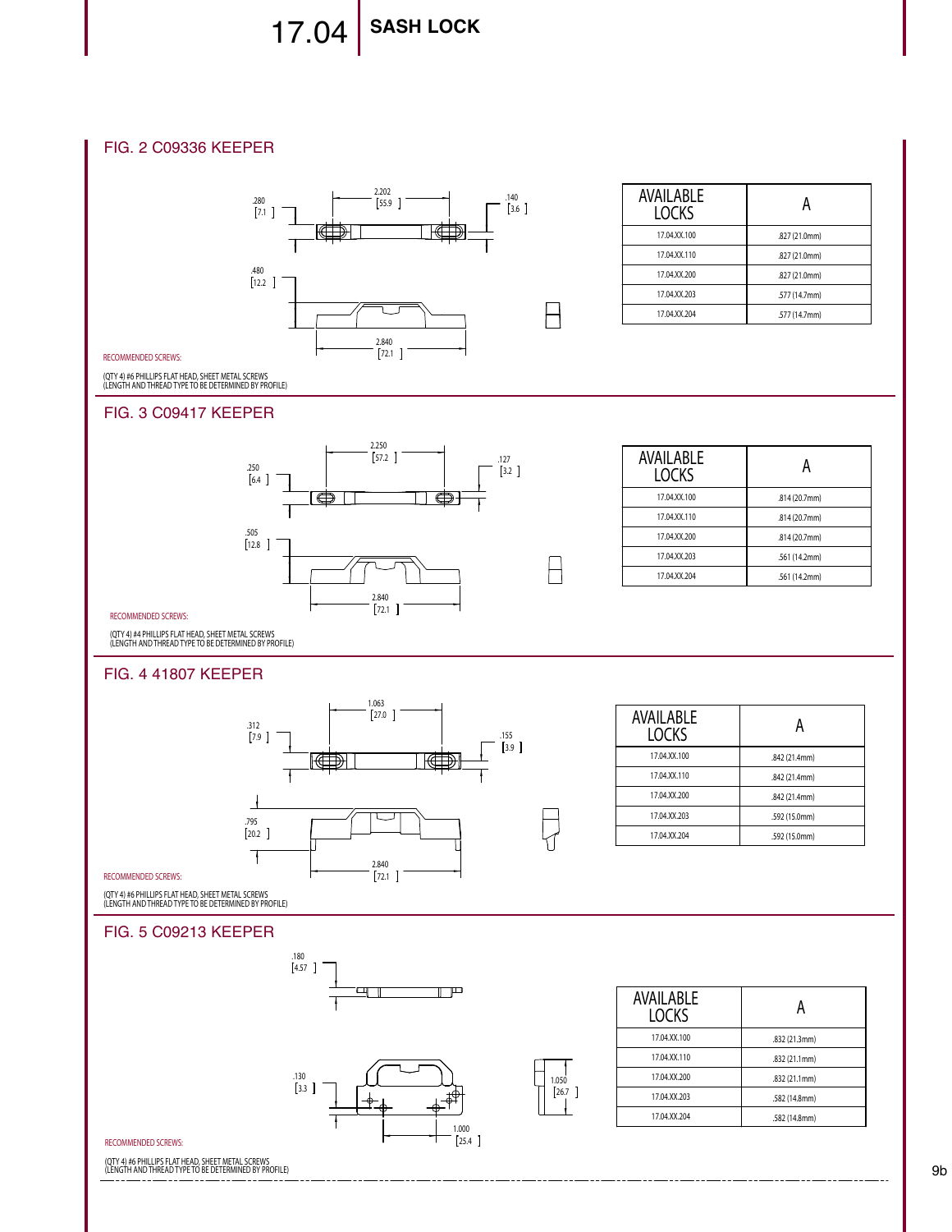# 17.04 SASH LOCK

## FIG. 2 C09336 KEEPER

.280 [7.1]  2.202 [55.9]  .140 [3.6]

.480 [12.2]  2.840 [72.1]

| AVAILABLE LOCKS | A |
|---|---|
| 17.04.XX.100 | .827 (21.0mm) |
| 17.04.XX.110 | .827 (21.0mm) |
| 17.04.XX.200 | .827 (21.0mm) |
| 17.04.XX.203 | .577 (14.7mm) |
| 17.04.XX.204 | .577 (14.7mm) |

RECOMMENDED SCREWS:

(QTY 4) #6 PHILLIPS FLAT HEAD, SHEET METAL SCREWS
(LENGTH AND THREAD TYPE TO BE DETERMINED BY PROFILE)

## FIG. 3 C09417 KEEPER

.250 [6.4]  2.250 [57.2]  .127 [3.2]

.505 [12.8]  2.840 [72.1]

| AVAILABLE LOCKS | A |
|---|---|
| 17.04.XX.100 | .814 (20.7mm) |
| 17.04.XX.110 | .814 (20.7mm) |
| 17.04.XX.200 | .814 (20.7mm) |
| 17.04.XX.203 | .561 (14.2mm) |
| 17.04.XX.204 | .561 (14.2mm) |

RECOMMENDED SCREWS:

(QTY 4) #4 PHILLIPS FLAT HEAD, SHEET METAL SCREWS
(LENGTH AND THREAD TYPE TO BE DETERMINED BY PROFILE)

## FIG. 4 41807 KEEPER

.312 [7.9]  1.063 [27.0]  .155 [3.9]

.795 [20.2]  2.840 [72.1]

| AVAILABLE LOCKS | A |
|---|---|
| 17.04.XX.100 | .842 (21.4mm) |
| 17.04.XX.110 | .842 (21.4mm) |
| 17.04.XX.200 | .842 (21.4mm) |
| 17.04.XX.203 | .592 (15.0mm) |
| 17.04.XX.204 | .592 (15.0mm) |

RECOMMENDED SCREWS:

(QTY 4) #6 PHILLIPS FLAT HEAD, SHEET METAL SCREWS
(LENGTH AND THREAD TYPE TO BE DETERMINED BY PROFILE)

## FIG. 5 C09213 KEEPER

.180 [4.57]

.130 [3.3]  1.000 [25.4]  1.050 [26.7]

| AVAILABLE LOCKS | A |
|---|---|
| 17.04.XX.100 | .832 (21.3mm) |
| 17.04.XX.110 | .832 (21.1mm) |
| 17.04.XX.200 | .832 (21.1mm) |
| 17.04.XX.203 | .582 (14.8mm) |
| 17.04.XX.204 | .582 (14.8mm) |

RECOMMENDED SCREWS:

(QTY 4) #6 PHILLIPS FLAT HEAD, SHEET METAL SCREWS
(LENGTH AND THREAD TYPE TO BE DETERMINED BY PROFILE)